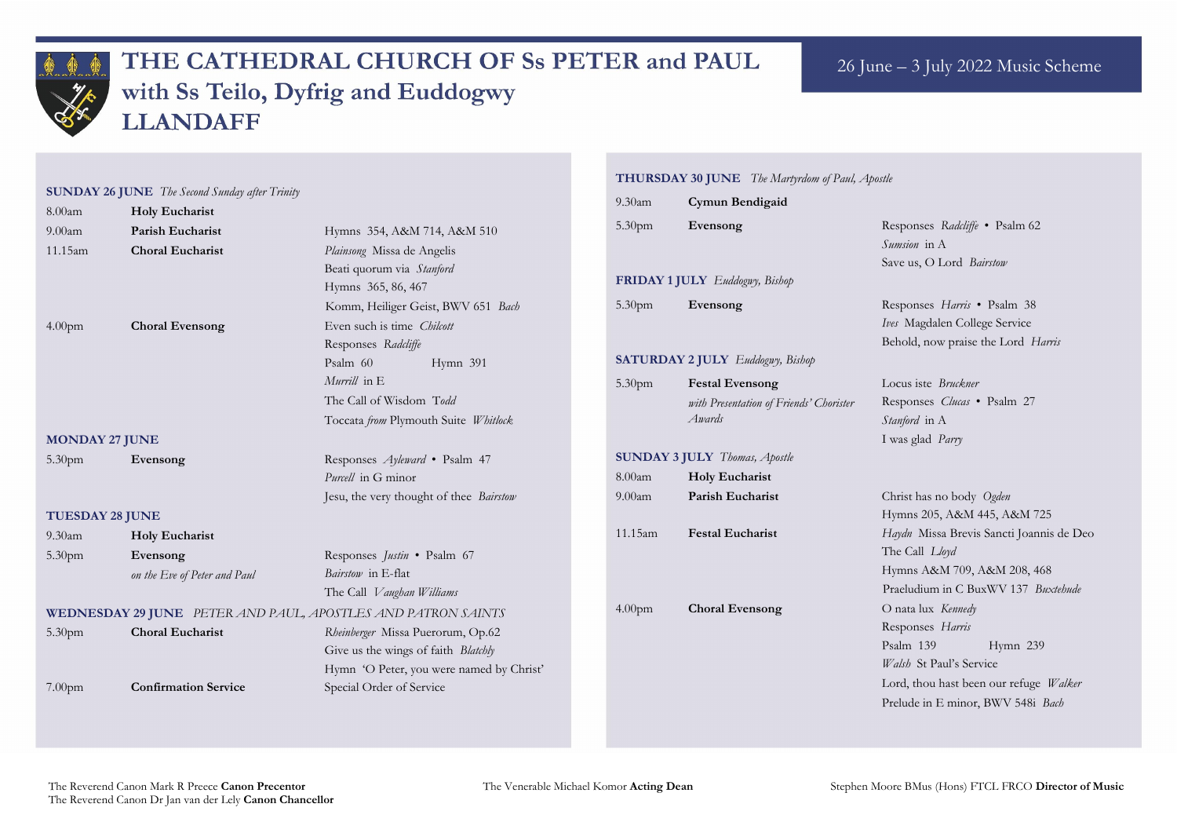# THE CATHEDRAL CHURCH OF Ss PETER and PAUL with Ss Teilo, Dyfrig and Euddogwy LLANDAFF

## 26 June – 3 July 2022 Music Scheme

**SUNDAY 26 JUNE** *The Second Sunday after Trinity*

| | | |
|---|---|---|
| 8.00am | **Holy Eucharist** | |
| 9.00am | **Parish Eucharist** | Hymns 354, A&M 714, A&M 510 |
| 11.15am | **Choral Eucharist** | *Plainsong* Missa de Angelis<br>Beati quorum via *Stanford*<br>Hymns 365, 86, 467<br>Komm, Heiliger Geist, BWV 651 *Bach* |
| 4.00pm | **Choral Evensong** | Even such is time *Chilcott*<br>Responses *Radcliffe*<br>Psalm 60 Hymn 391<br>*Murrill* in E<br>The Call of Wisdom *Todd*<br>Toccata *from* Plymouth Suite *Whitlock* |

**MONDAY 27 JUNE**

| | | |
|---|---|---|
| 5.30pm | **Evensong** | Responses *Aylward* • Psalm 47<br>*Purcell* in G minor<br>Jesu, the very thought of thee *Bairstow* |

**TUESDAY 28 JUNE**

| | | |
|---|---|---|
| 9.30am | **Holy Eucharist** | |
| 5.30pm | **Evensong**<br>*on the Eve of Peter and Paul* | Responses *Justin* • Psalm 67<br>*Bairstow* in E-flat<br>The Call *Vaughan Williams* |

**WEDNESDAY 29 JUNE** *PETER AND PAUL, APOSTLES AND PATRON SAINTS*

| | | |
|---|---|---|
| 5.30pm | **Choral Eucharist** | *Rheinberger* Missa Puerorum, Op.62<br>Give us the wings of faith *Blatchly*<br>Hymn 'O Peter, you were named by Christ' |
| 7.00pm | **Confirmation Service** | Special Order of Service |

**THURSDAY 30 JUNE** *The Martyrdom of Paul, Apostle*

| | | |
|---|---|---|
| 9.30am | **Cymun Bendigaid** | |
| 5.30pm | **Evensong** | Responses *Radcliffe* • Psalm 62<br>*Sumsion* in A<br>Save us, O Lord *Bairstow* |

**FRIDAY 1 JULY** *Euddogwy, Bishop*

| | | |
|---|---|---|
| 5.30pm | **Evensong** | Responses *Harris* • Psalm 38<br>*Ives* Magdalen College Service<br>Behold, now praise the Lord *Harris* |

**SATURDAY 2 JULY** *Euddogwy, Bishop*

| | | |
|---|---|---|
| 5.30pm | **Festal Evensong**<br>*with Presentation of Friends' Chorister Awards* | Locus iste *Bruckner*<br>Responses *Clucas* • Psalm 27<br>*Stanford* in A<br>I was glad *Parry* |

**SUNDAY 3 JULY** *Thomas, Apostle*

| | | |
|---|---|---|
| 8.00am | **Holy Eucharist** | |
| 9.00am | **Parish Eucharist** | Christ has no body *Ogden*<br>Hymns 205, A&M 445, A&M 725 |
| 11.15am | **Festal Eucharist** | *Haydn* Missa Brevis Sancti Joannis de Deo<br>The Call *Lloyd*<br>Hymns A&M 709, A&M 208, 468<br>Praeludium in C BuxWV 137 *Buxtehude* |
| 4.00pm | **Choral Evensong** | O nata lux *Kennedy*<br>Responses *Harris*<br>Psalm 139 Hymn 239<br>*Walsh* St Paul's Service<br>Lord, thou hast been our refuge *Walker*<br>Prelude in E minor, BWV 548i *Bach* |

The Reverend Canon Mark R Preece **Canon Precentor**
The Reverend Canon Dr Jan van der Lely **Canon Chancellor**

The Venerable Michael Komor **Acting Dean**

Stephen Moore BMus (Hons) FTCL FRCO **Director of Music**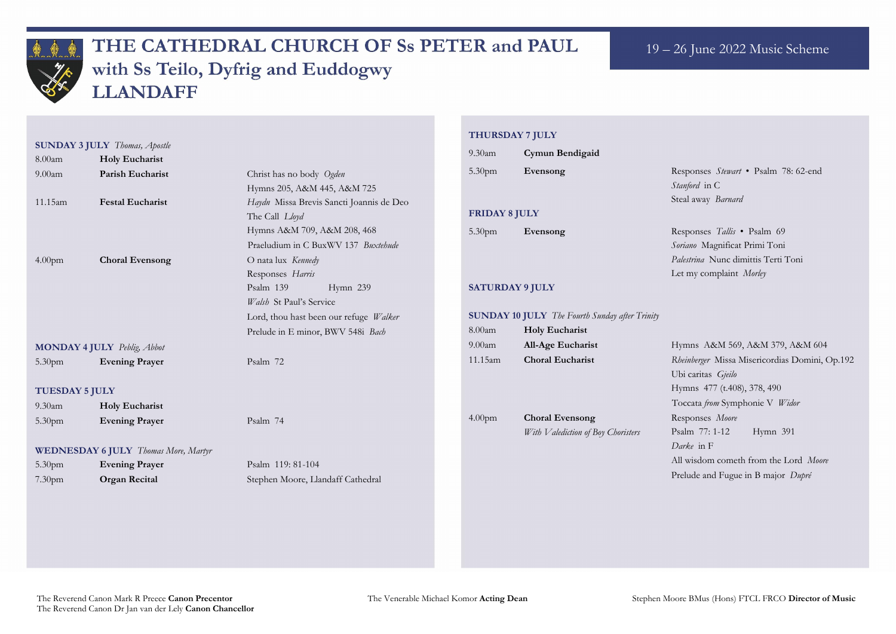# THE CATHEDRAL CHURCH OF Ss PETER and PAUL with Ss Teilo, Dyfrig and Euddogwy LLANDAFF

19 – 26 June 2022 Music Scheme

**SUNDAY 3 JULY** *Thomas, Apostle*

| | | |
|---|---|---|
| 8.00am | **Holy Eucharist** | |
| 9.00am | **Parish Eucharist** | Christ has no body *Ogden*<br>Hymns 205, A&M 445, A&M 725 |
| 11.15am | **Festal Eucharist** | *Haydn* Missa Brevis Sancti Joannis de Deo<br>The Call *Lloyd*<br>Hymns A&M 709, A&M 208, 468<br>Praeludium in C BuxWV 137 *Buxtehude* |
| 4.00pm | **Choral Evensong** | O nata lux *Kennedy*<br>Responses *Harris*<br>Psalm 139 Hymn 239<br>*Walsh* St Paul's Service<br>Lord, thou hast been our refuge *Walker*<br>Prelude in E minor, BWV 548i *Bach* |

**MONDAY 4 JULY** *Peblig, Abbot*

| | | |
|---|---|---|
| 5.30pm | **Evening Prayer** | Psalm 72 |

**TUESDAY 5 JULY**

| | | |
|---|---|---|
| 9.30am | **Holy Eucharist** | |
| 5.30pm | **Evening Prayer** | Psalm 74 |

**WEDNESDAY 6 JULY** *Thomas More, Martyr*

| | | |
|---|---|---|
| 5.30pm | **Evening Prayer** | Psalm 119: 81-104 |
| 7.30pm | **Organ Recital** | Stephen Moore, Llandaff Cathedral |

**THURSDAY 7 JULY**

| | | |
|---|---|---|
| 9.30am | **Cymun Bendigaid** | |
| 5.30pm | **Evensong** | Responses *Stewart* • Psalm 78: 62-end<br>*Stanford* in C<br>Steal away *Barnard* |

**FRIDAY 8 JULY**

| | | |
|---|---|---|
| 5.30pm | **Evensong** | Responses *Tallis* • Psalm 69<br>*Soriano* Magnificat Primi Toni<br>*Palestrina* Nunc dimittis Terti Toni<br>Let my complaint *Morley* |

**SATURDAY 9 JULY**

**SUNDAY 10 JULY** *The Fourth Sunday after Trinity*

| | | |
|---|---|---|
| 8.00am | **Holy Eucharist** | |
| 9.00am | **All-Age Eucharist** | Hymns A&M 569, A&M 379, A&M 604 |
| 11.15am | **Choral Eucharist** | *Rheinberger* Missa Misericordias Domini, Op.192<br>Ubi caritas *Gjeilo*<br>Hymns 477 (t.408), 378, 490<br>Toccata *from* Symphonie V *Widor* |
| 4.00pm | **Choral Evensong**<br>*With Valediction of Boy Choristers* | Responses *Moore*<br>Psalm 77: 1-12 Hymn 391<br>*Darke* in F<br>All wisdom cometh from the Lord *Moore*<br>Prelude and Fugue in B major *Dupré* |

The Reverend Canon Mark R Preece **Canon Precentor**
The Reverend Canon Dr Jan van der Lely **Canon Chancellor**

The Venerable Michael Komor **Acting Dean**

Stephen Moore BMus (Hons) FTCL FRCO **Director of Music**